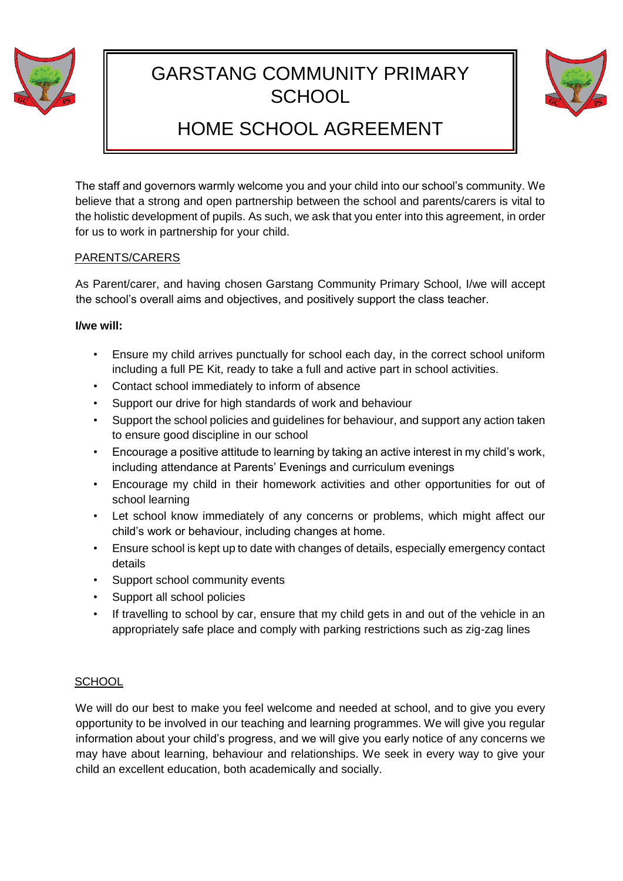# GARSTANG COMMUNITY PRIMARY SCHOOL

## HOME SCHOOL AGREEMENT

The staff and governors warmly welcome you and your child into our school's community. We believe that a strong and open partnership between the school and parents/carers is vital to the holistic development of pupils. As such, we ask that you enter into this agreement, in order for us to work in partnership for your child.

### PARENTS/CARERS

As Parent/carer, and having chosen Garstang Community Primary School, I/we will accept the school's overall aims and objectives, and positively support the class teacher.

**I/we will:**

- Ensure my child arrives punctually for school each day, in the correct school uniform including a full PE Kit, ready to take a full and active part in school activities.
- Contact school immediately to inform of absence
- Support our drive for high standards of work and behaviour
- Support the school policies and guidelines for behaviour, and support any action taken to ensure good discipline in our school
- Encourage a positive attitude to learning by taking an active interest in my child's work, including attendance at Parents' Evenings and curriculum evenings
- Encourage my child in their homework activities and other opportunities for out of school learning
- Let school know immediately of any concerns or problems, which might affect our child's work or behaviour, including changes at home.
- Ensure school is kept up to date with changes of details, especially emergency contact details
- Support school community events
- Support all school policies
- If travelling to school by car, ensure that my child gets in and out of the vehicle in an appropriately safe place and comply with parking restrictions such as zig-zag lines

### SCHOOL

We will do our best to make you feel welcome and needed at school, and to give you every opportunity to be involved in our teaching and learning programmes. We will give you regular information about your child's progress, and we will give you early notice of any concerns we may have about learning, behaviour and relationships. We seek in every way to give your child an excellent education, both academically and socially.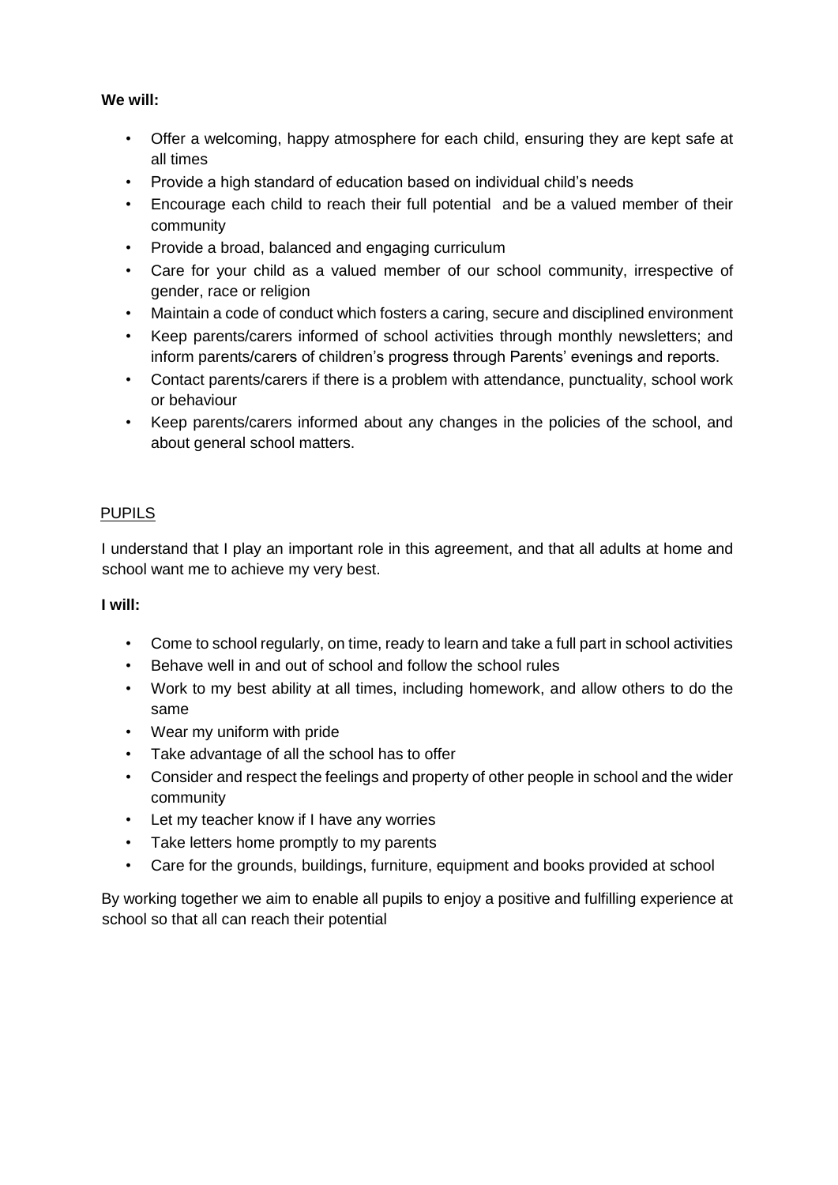**We will:**

- Offer a welcoming, happy atmosphere for each child, ensuring they are kept safe at all times
- Provide a high standard of education based on individual child's needs
- Encourage each child to reach their full potential and be a valued member of their community
- Provide a broad, balanced and engaging curriculum
- Care for your child as a valued member of our school community, irrespective of gender, race or religion
- Maintain a code of conduct which fosters a caring, secure and disciplined environment
- Keep parents/carers informed of school activities through monthly newsletters; and inform parents/carers of children's progress through Parents' evenings and reports.
- Contact parents/carers if there is a problem with attendance, punctuality, school work or behaviour
- Keep parents/carers informed about any changes in the policies of the school, and about general school matters.

<u>PUPILS</u>

I understand that I play an important role in this agreement, and that all adults at home and school want me to achieve my very best.

**I will:**

- Come to school regularly, on time, ready to learn and take a full part in school activities
- Behave well in and out of school and follow the school rules
- Work to my best ability at all times, including homework, and allow others to do the same
- Wear my uniform with pride
- Take advantage of all the school has to offer
- Consider and respect the feelings and property of other people in school and the wider community
- Let my teacher know if I have any worries
- Take letters home promptly to my parents
- Care for the grounds, buildings, furniture, equipment and books provided at school

By working together we aim to enable all pupils to enjoy a positive and fulfilling experience at school so that all can reach their potential